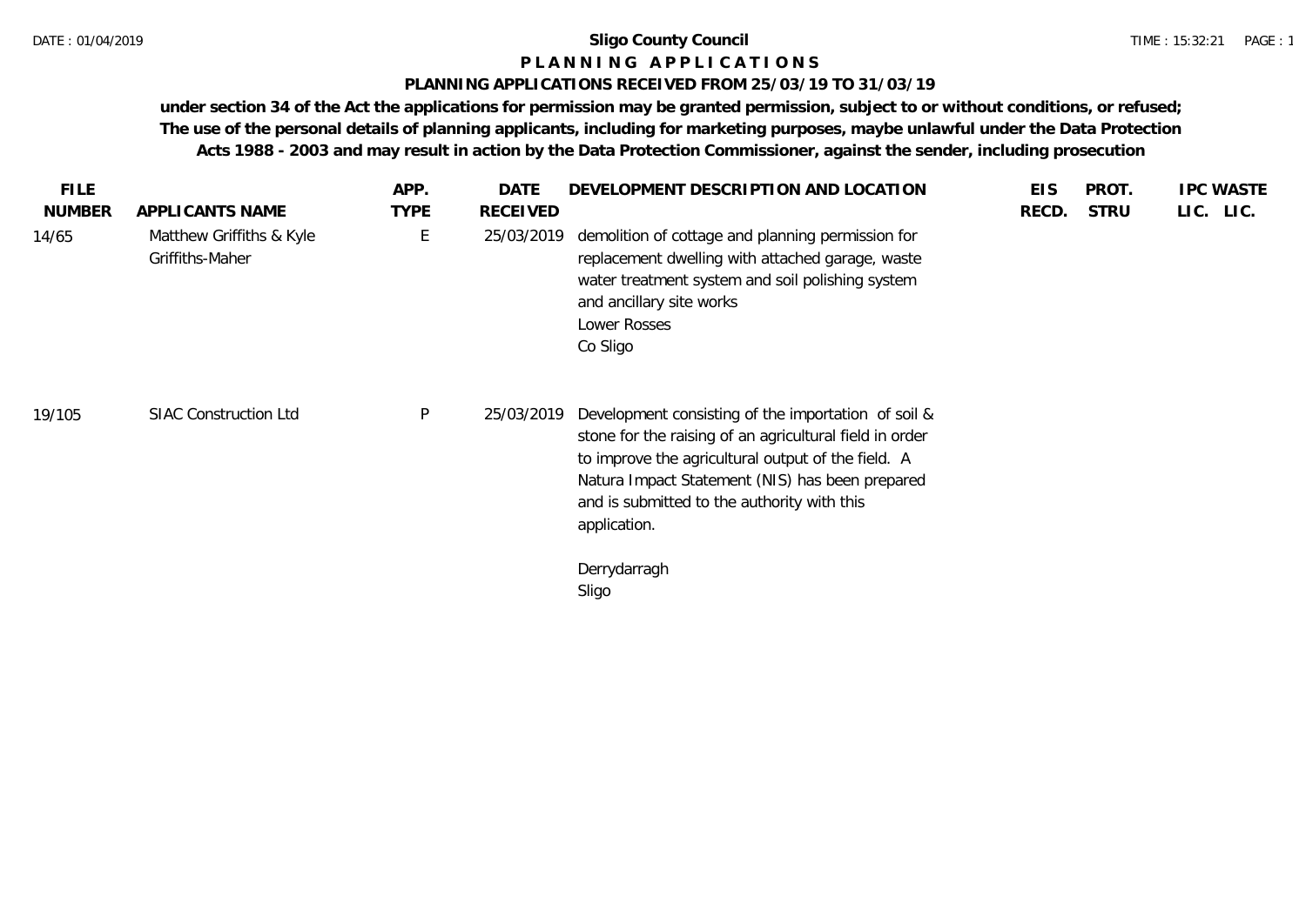# Sligo County Council

## P L A N N I N G   A P P L I C A T I O N S

### PLANNING APPLICATIONS RECEIVED FROM 25/03/19 TO 31/03/19

**under section 34 of the Act the applications for permission may be granted permission, subject to or without conditions, or refused; The use of the personal details of planning applicants, including for marketing purposes, maybe unlawful under the Data Protection Acts 1988 - 2003 and may result in action by the Data Protection Commissioner, against the sender, including prosecution**

| FILE NUMBER | APPLICANTS NAME | APP. TYPE | DATE RECEIVED | DEVELOPMENT DESCRIPTION AND LOCATION | EIS RECD. | PROT. STRU | IPC LIC. | WASTE LIC. |
|---|---|---|---|---|---|---|---|---|
| 14/65 | Matthew Griffiths & Kyle Griffiths-Maher | E | 25/03/2019 | demolition of cottage and planning permission for replacement dwelling with attached garage, waste water treatment system and soil polishing system and ancillary site works<br>Lower Rosses<br>Co Sligo | | | | |
| 19/105 | SIAC Construction Ltd | P | 25/03/2019 | Development consisting of the importation of soil & stone for the raising of an agricultural field in order to improve the agricultural output of the field. A Natura Impact Statement (NIS) has been prepared and is submitted to the authority with this application.<br><br>Derrydarragh<br>Sligo | | | | |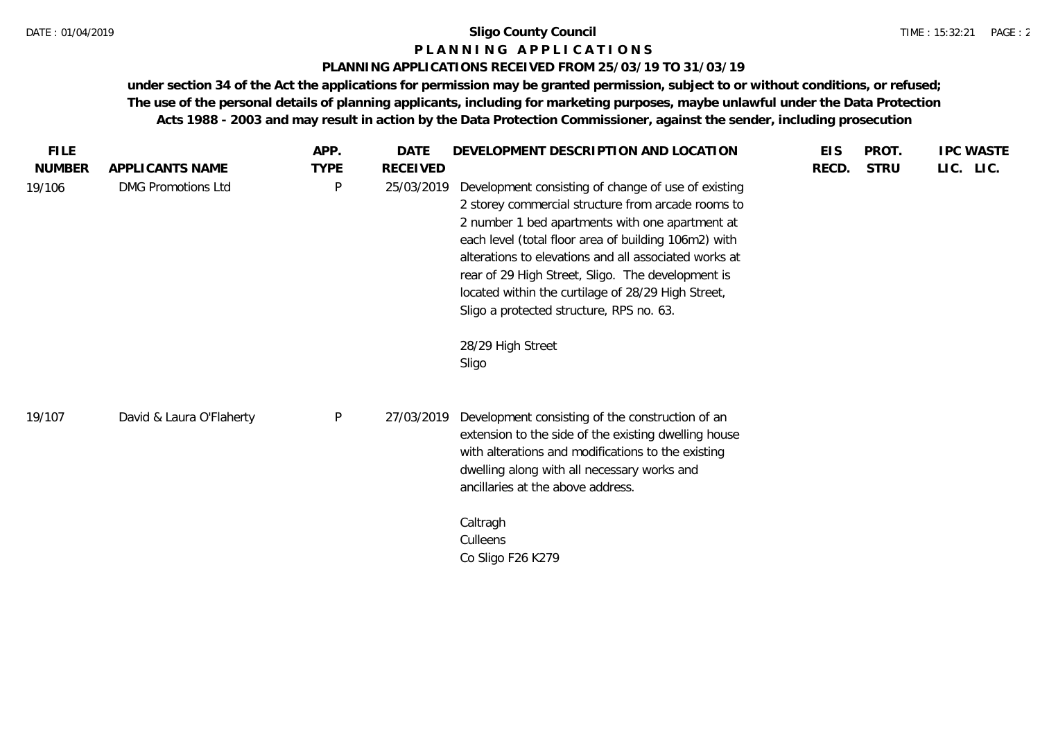# Sligo County Council

## P L A N N I N G   A P P L I C A T I O N S

### PLANNING APPLICATIONS RECEIVED FROM 25/03/19 TO 31/03/19

**under section 34 of the Act the applications for permission may be granted permission, subject to or without conditions, or refused; The use of the personal details of planning applicants, including for marketing purposes, maybe unlawful under the Data Protection Acts 1988 - 2003 and may result in action by the Data Protection Commissioner, against the sender, including prosecution**

| FILE NUMBER | APPLICANTS NAME | APP. TYPE | DATE RECEIVED | DEVELOPMENT DESCRIPTION AND LOCATION | EIS RECD. | PROT. STRU | IPC LIC. | WASTE LIC. |
|---|---|---|---|---|---|---|---|---|
| 19/106 | DMG Promotions Ltd | P | 25/03/2019 | Development consisting of change of use of existing 2 storey commercial structure from arcade rooms to 2 number 1 bed apartments with one apartment at each level (total floor area of building 106m2) with alterations to elevations and all associated works at rear of 29 High Street, Sligo. The development is located within the curtilage of 28/29 High Street, Sligo a protected structure, RPS no. 63.<br><br>28/29 High Street<br>Sligo | | | | |
| 19/107 | David & Laura O'Flaherty | P | 27/03/2019 | Development consisting of the construction of an extension to the side of the existing dwelling house with alterations and modifications to the existing dwelling along with all necessary works and ancillaries at the above address.<br><br>Caltragh<br>Culleens<br>Co Sligo F26 K279 | | | | |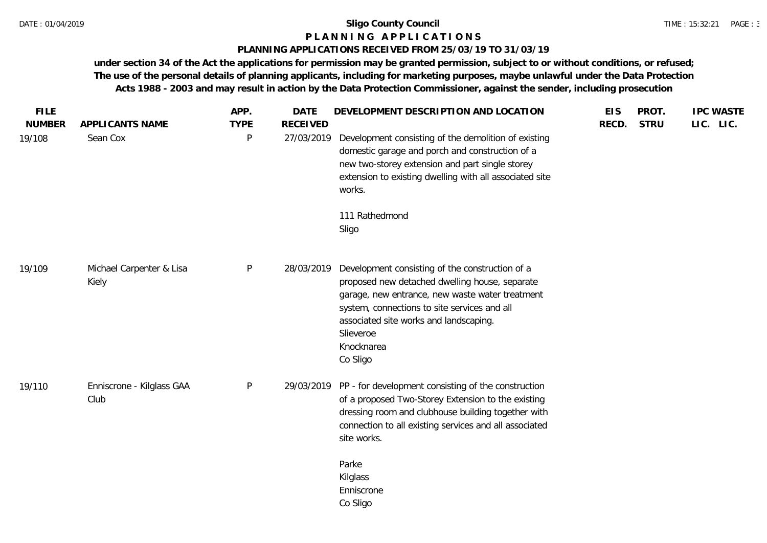**Sligo County Council**

**P L A N N I N G   A P P L I C A T I O N S**

**PLANNING APPLICATIONS RECEIVED FROM 25/03/19 TO 31/03/19**

**under section 34 of the Act the applications for permission may be granted permission, subject to or without conditions, or refused; The use of the personal details of planning applicants, including for marketing purposes, maybe unlawful under the Data Protection Acts 1988 - 2003 and may result in action by the Data Protection Commissioner, against the sender, including prosecution**

| FILE NUMBER | APPLICANTS NAME | APP. TYPE | DATE RECEIVED | DEVELOPMENT DESCRIPTION AND LOCATION | EIS RECD. | PROT. STRU | IPC LIC. | WASTE LIC. |
|---|---|---|---|---|---|---|---|---|
| 19/108 | Sean Cox | P | 27/03/2019 | Development consisting of the demolition of existing domestic garage and porch and construction of a new two-storey extension and part single storey extension to existing dwelling with all associated site works.<br><br>111 Rathedmond<br>Sligo | | | | |
| 19/109 | Michael Carpenter & Lisa Kiely | P | 28/03/2019 | Development consisting of the construction of a proposed new detached dwelling house, separate garage, new entrance, new waste water treatment system, connections to site services and all associated site works and landscaping.<br>Slieveroe<br>Knocknarea<br>Co Sligo | | | | |
| 19/110 | Enniscrone - Kilglass GAA Club | P | 29/03/2019 | PP - for development consisting of the construction of a proposed Two-Storey Extension to the existing dressing room and clubhouse building together with connection to all existing services and all associated site works.<br><br>Parke<br>Kilglass<br>Enniscrone<br>Co Sligo | | | | |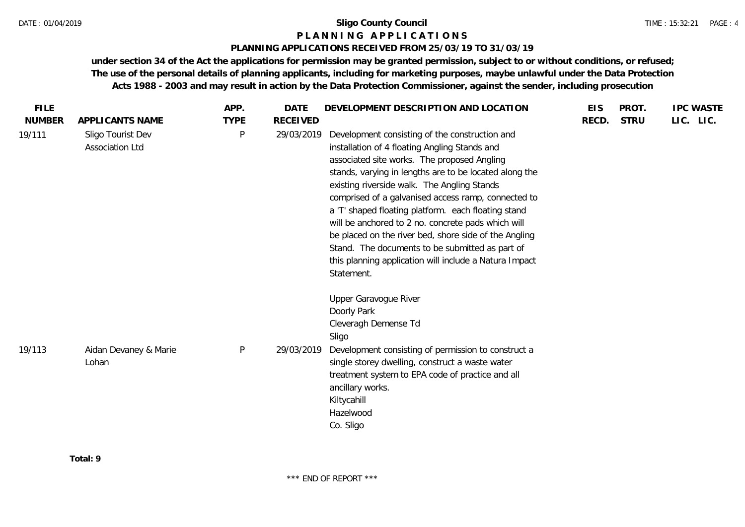# Sligo County Council

## P L A N N I N G  A P P L I C A T I O N S

### PLANNING APPLICATIONS RECEIVED FROM 25/03/19 TO 31/03/19

**under section 34 of the Act the applications for permission may be granted permission, subject to or without conditions, or refused; The use of the personal details of planning applicants, including for marketing purposes, maybe unlawful under the Data Protection Acts 1988 - 2003 and may result in action by the Data Protection Commissioner, against the sender, including prosecution**

| FILE NUMBER | APPLICANTS NAME | APP. TYPE | DATE RECEIVED | DEVELOPMENT DESCRIPTION AND LOCATION | EIS RECD. | PROT. STRU | IPC LIC. | WASTE LIC. |
|---|---|---|---|---|---|---|---|---|
| 19/111 | Sligo Tourist Dev Association Ltd | P | 29/03/2019 | Development consisting of the construction and installation of 4 floating Angling Stands and associated site works. The proposed Angling stands, varying in lengths are to be located along the existing riverside walk. The Angling Stands comprised of a galvanised access ramp, connected to a 'T' shaped floating platform. each floating stand will be anchored to 2 no. concrete pads which will be placed on the river bed, shore side of the Angling Stand. The documents to be submitted as part of this planning application will include a Natura Impact Statement.<br><br>Upper Garavogue River<br>Doorly Park<br>Cleveragh Demense Td<br>Sligo | | | | |
| 19/113 | Aidan Devaney & Marie Lohan | P | 29/03/2019 | Development consisting of permission to construct a single storey dwelling, construct a waste water treatment system to EPA code of practice and all ancillary works.<br>Kiltycahill<br>Hazelwood<br>Co. Sligo | | | | |

**Total: 9**

\*\*\* END OF REPORT \*\*\*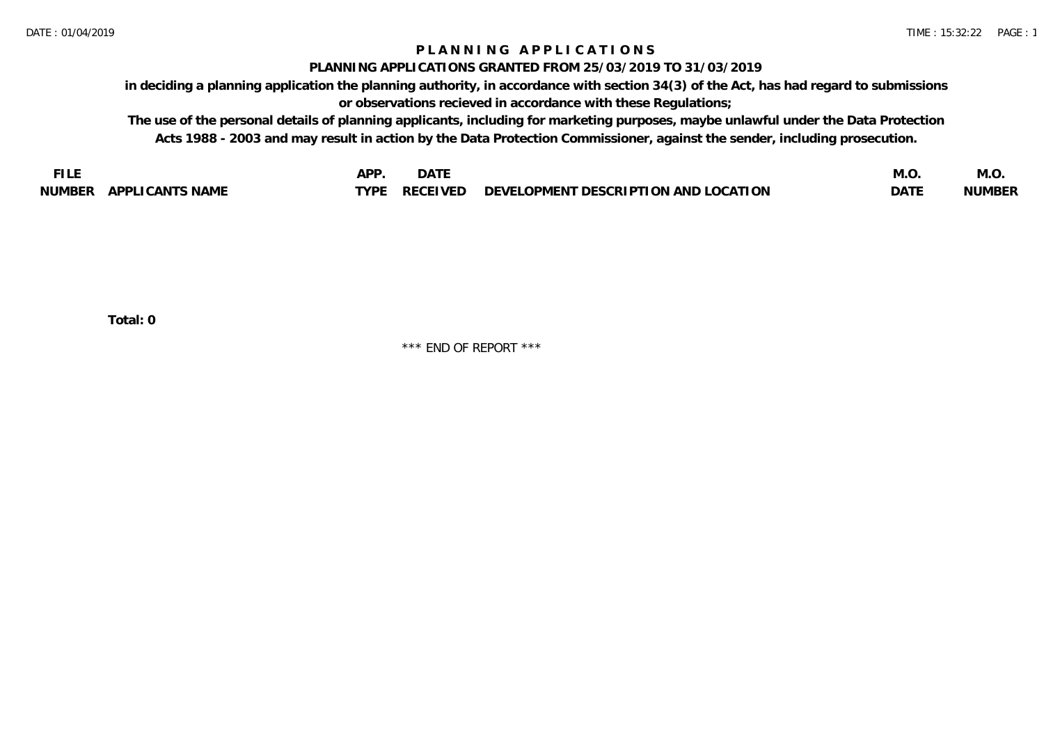# PLANNING APPLICATIONS

## PLANNING APPLICATIONS GRANTED FROM 25/03/2019 TO 31/03/2019

**in deciding a planning application the planning authority, in accordance with section 34(3) of the Act, has had regard to submissions or observations recieved in accordance with these Regulations;**

**The use of the personal details of planning applicants, including for marketing purposes, maybe unlawful under the Data Protection Acts 1988 - 2003 and may result in action by the Data Protection Commissioner, against the sender, including prosecution.**

| FILE NUMBER | APPLICANTS NAME | APP. TYPE | DATE RECEIVED | DEVELOPMENT DESCRIPTION AND LOCATION | M.O. DATE | M.O. NUMBER |
|---|---|---|---|---|---|---|

**Total: 0**

*** END OF REPORT ***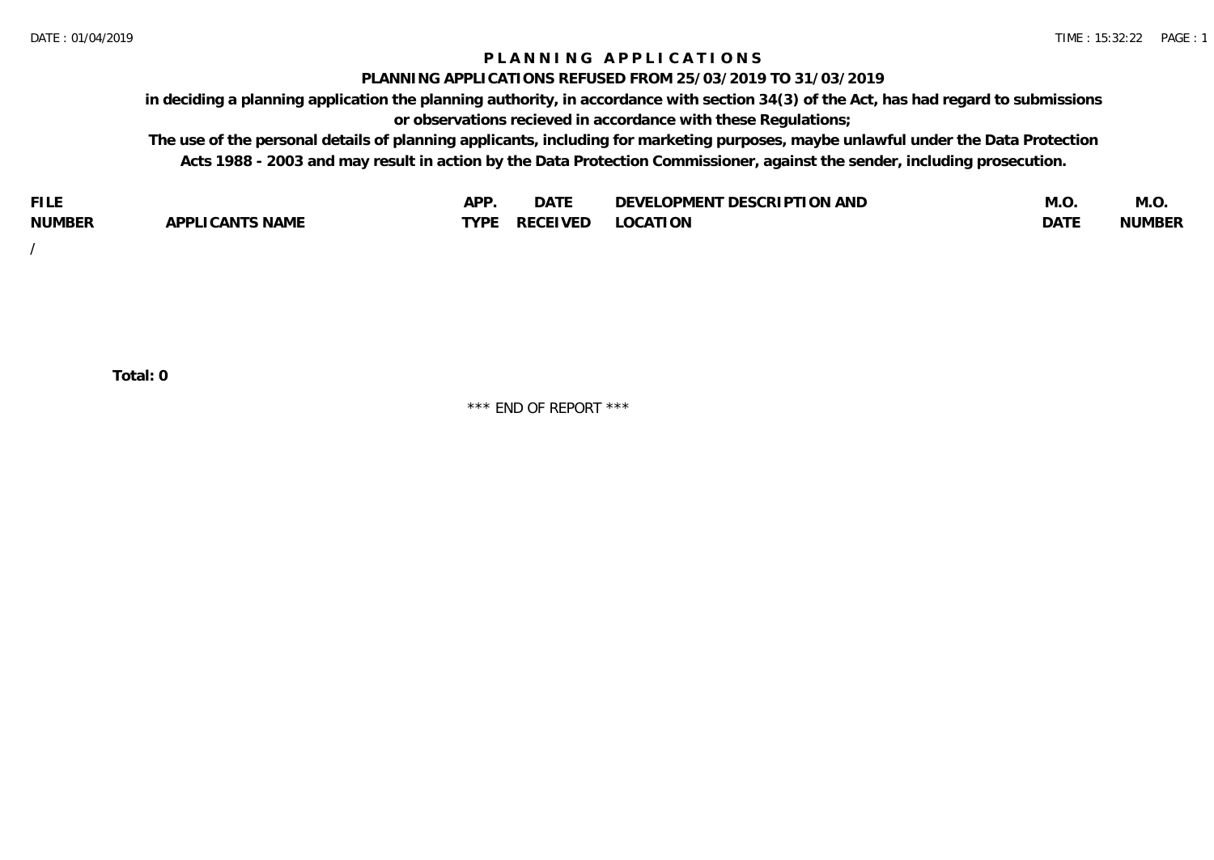# PLANNING APPLICATIONS

## PLANNING APPLICATIONS REFUSED FROM 25/03/2019 TO 31/03/2019

**in deciding a planning application the planning authority, in accordance with section 34(3) of the Act, has had regard to submissions or observations recieved in accordance with these Regulations;**

**The use of the personal details of planning applicants, including for marketing purposes, maybe unlawful under the Data Protection Acts 1988 - 2003 and may result in action by the Data Protection Commissioner, against the sender, including prosecution.**

| FILE NUMBER | APPLICANTS NAME | APP. TYPE | DATE RECEIVED | DEVELOPMENT DESCRIPTION AND LOCATION | M.O. DATE | M.O. NUMBER |
|---|---|---|---|---|---|---|
| / | | | | | | |

**Total: 0**

\*\*\* END OF REPORT \*\*\*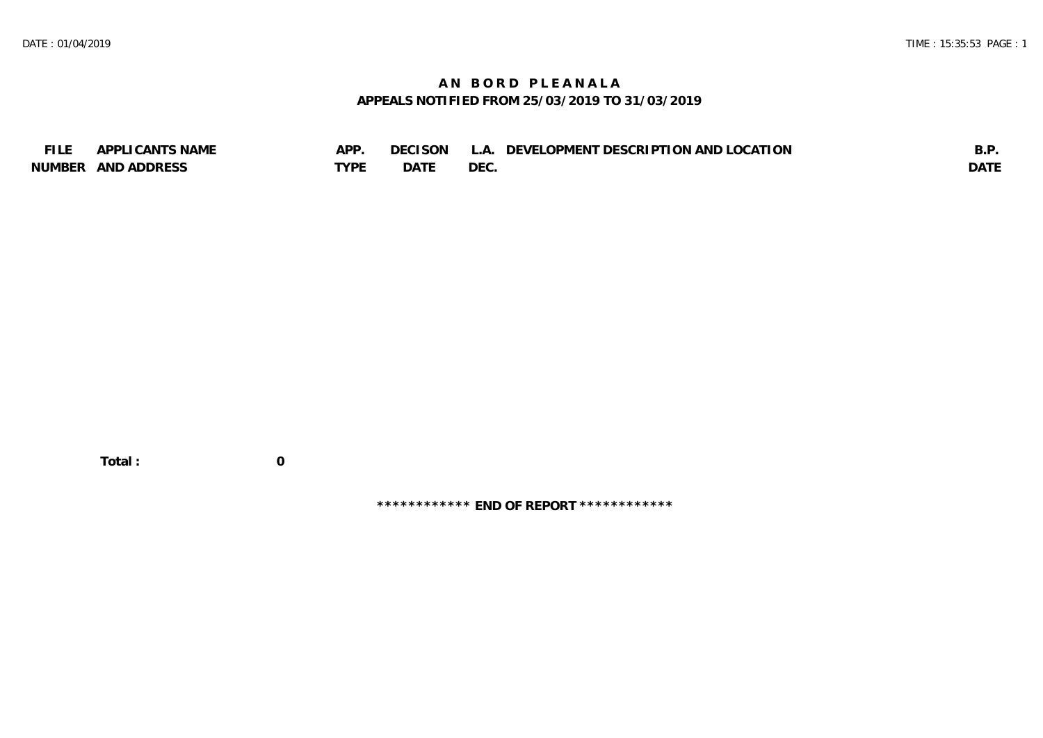# AN BORD PLEANALA

## APPEALS NOTIFIED FROM 25/03/2019 TO 31/03/2019

| FILE NUMBER | APPLICANTS NAME AND ADDRESS | APP. TYPE | DECISON DATE | L.A. DEC. | DEVELOPMENT DESCRIPTION AND LOCATION | B.P. DATE |
|---|---|---|---|---|---|---|

**Total : 0**

************ END OF REPORT ************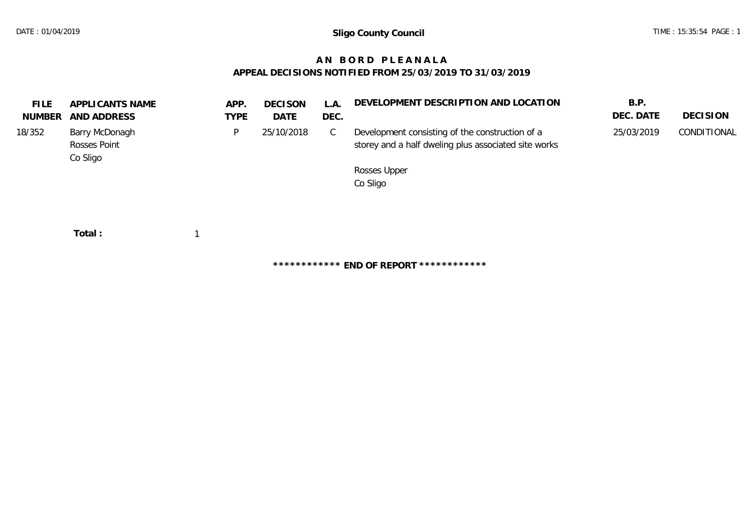# Sligo County Council

## AN BORD PLEANALA
## APPEAL DECISIONS NOTIFIED FROM 25/03/2019 TO 31/03/2019

| FILE NUMBER | APPLICANTS NAME AND ADDRESS | APP. TYPE | DECISON DATE | L.A. DEC. | DEVELOPMENT DESCRIPTION AND LOCATION | B.P. DEC. DATE | DECISION |
|---|---|---|---|---|---|---|---|
| 18/352 | Barry McDonagh<br>Rosses Point<br>Co Sligo | P | 25/10/2018 | C | Development consisting of the construction of a storey and a half dweling plus associated site works<br><br>Rosses Upper<br>Co Sligo | 25/03/2019 | CONDITIONAL |

**Total :** 1

************ **END OF REPORT** ************